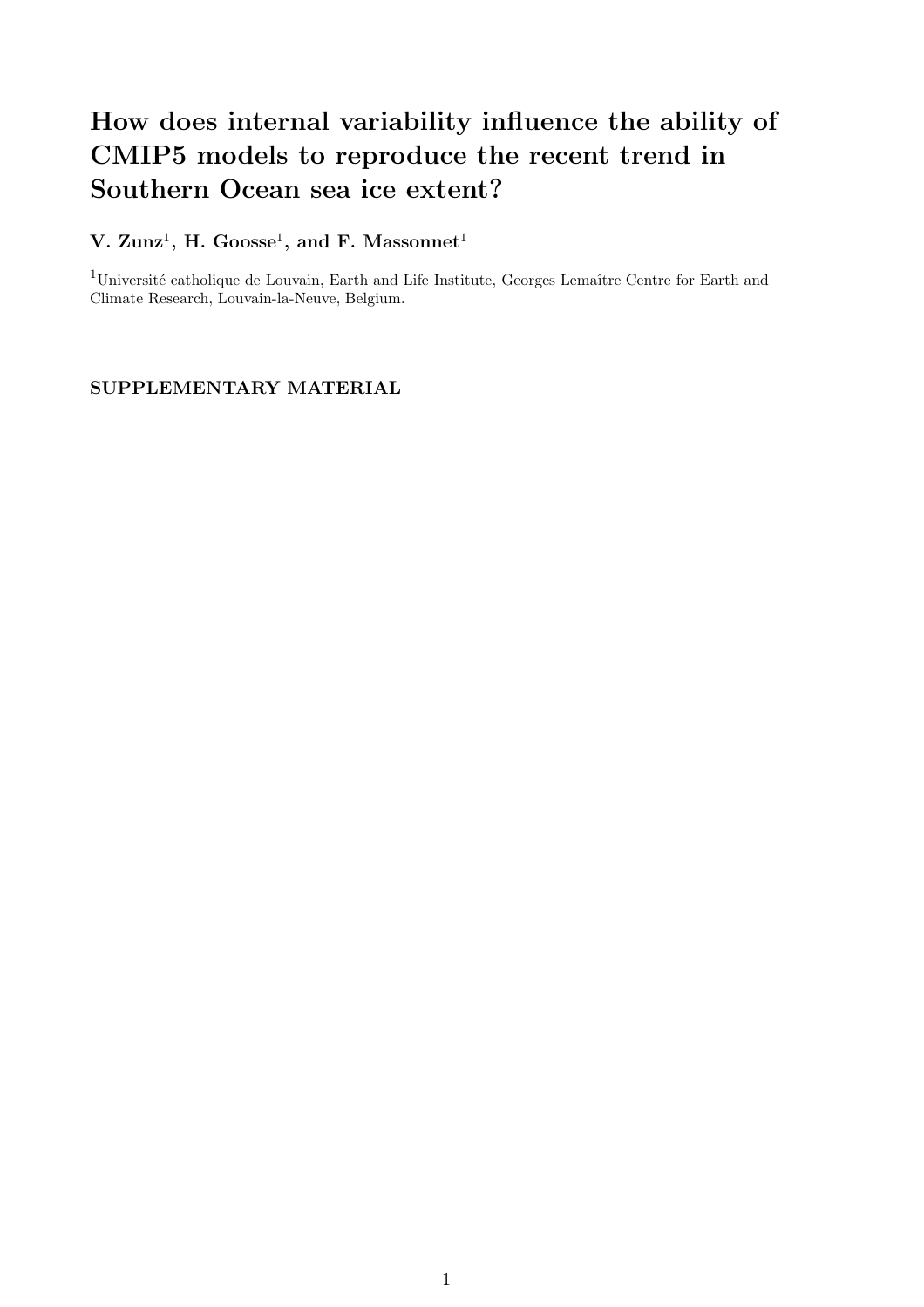# How does internal variability influence the ability of CMIP5 models to reproduce the recent trend in Southern Ocean sea ice extent?

**V. Zunz[1], H. Goosse[1], and F. Massonnet[1]**

[1]Université catholique de Louvain, Earth and Life Institute, Georges Lemaître Centre for Earth and Climate Research, Louvain-la-Neuve, Belgium.

## SUPPLEMENTARY MATERIAL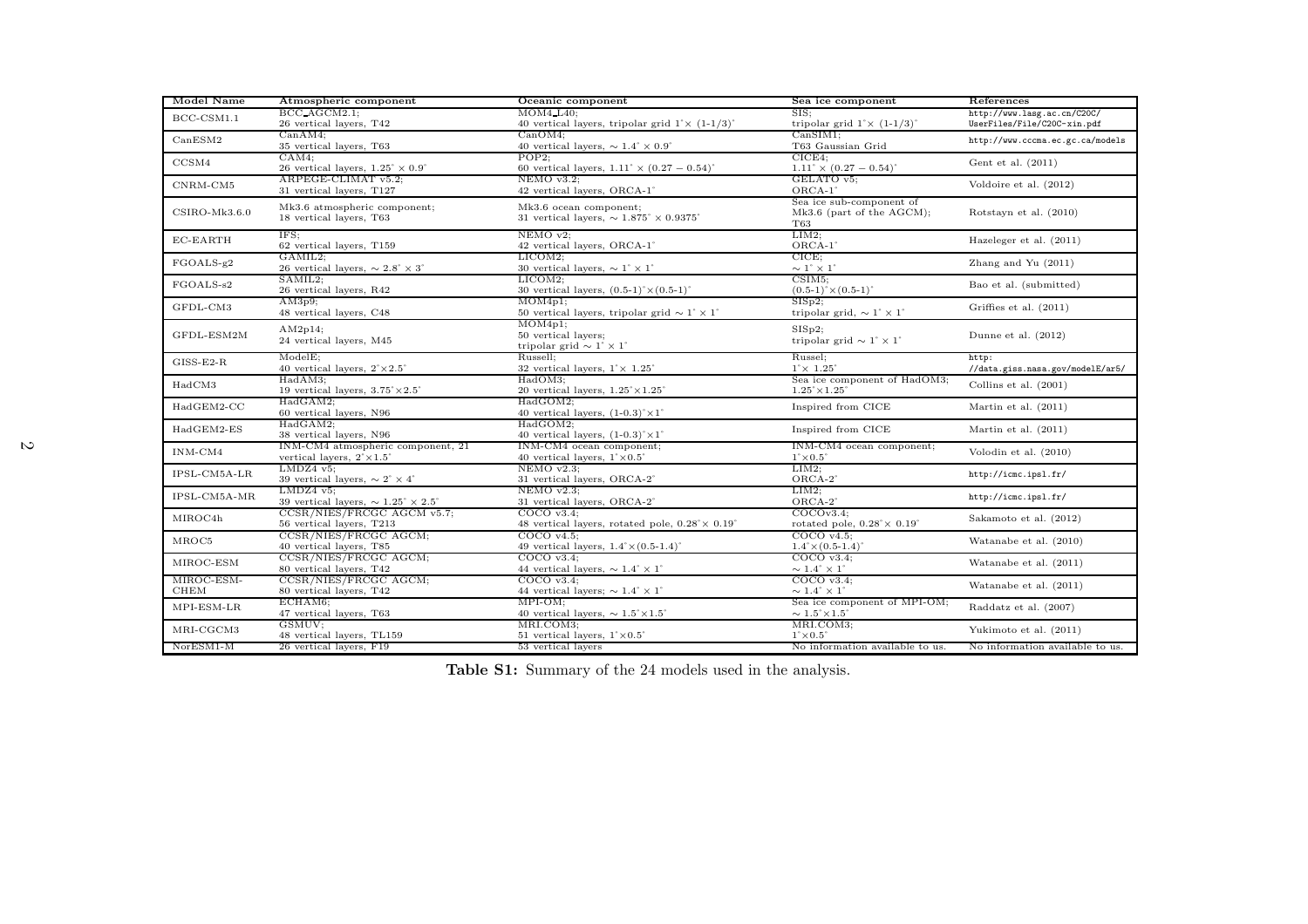| Model Name | Atmospheric component | Oceanic component | Sea ice component | References |
|---|---|---|---|---|
| BCC-CSM1.1 | BCC_AGCM2.1; 26 vertical layers, T42 | MOM4_L40; 40 vertical layers, tripolar grid $1^{\circ} \times$ (1-1/3)$^{\circ}$ | SIS; tripolar grid $1^{\circ} \times$ (1-1/3)$^{\circ}$ | http://www.lasg.ac.cn/C20C/UserFiles/File/C20C-xin.pdf |
| CanESM2 | CanAM4; 35 vertical layers, T63 | CanOM4; 40 vertical layers, $\sim 1.4^{\circ} \times 0.9^{\circ}$ | CanSIM1; T63 Gaussian Grid | http://www.cccma.ec.gc.ca/models |
| CCSM4 | CAM4; 26 vertical layers, $1.25^{\circ} \times 0.9^{\circ}$ | POP2; 60 vertical layers, $1.11^{\circ} \times (0.27-0.54)^{\circ}$ | CICE4; $1.11^{\circ} \times (0.27-0.54)^{\circ}$ | Gent et al. (2011) |
| CNRM-CM5 | ARPEGE-CLIMAT v5.2; 31 vertical layers, T127 | NEMO v3.2; 42 vertical layers, ORCA-1$^{\circ}$ | GELATO v5; ORCA-1$^{\circ}$ | Voldoire et al. (2012) |
| CSIRO-Mk3.6.0 | Mk3.6 atmospheric component; 18 vertical layers, T63 | Mk3.6 ocean component; 31 vertical layers, $\sim 1.875^{\circ} \times 0.9375^{\circ}$ | Sea ice sub-component of Mk3.6 (part of the AGCM); T63 | Rotstayn et al. (2010) |
| EC-EARTH | IFS; 62 vertical layers, T159 | NEMO v2; 42 vertical layers, ORCA-1$^{\circ}$ | LIM2; ORCA-1$^{\circ}$ | Hazeleger et al. (2011) |
| FGOALS-g2 | GAMIL2; 26 vertical layers, $\sim 2.8^{\circ} \times 3^{\circ}$ | LICOM2; 30 vertical layers, $\sim 1^{\circ} \times 1^{\circ}$ | CICE; $\sim 1^{\circ} \times 1^{\circ}$ | Zhang and Yu (2011) |
| FGOALS-s2 | SAMIL2; 26 vertical layers, R42 | LICOM2; 30 vertical layers, (0.5-1)$^{\circ} \times$(0.5-1)$^{\circ}$ | CSIM5; (0.5-1)$^{\circ} \times$(0.5-1)$^{\circ}$ | Bao et al. (submitted) |
| GFDL-CM3 | AM3p9; 48 vertical layers, C48 | MOM4p1; 50 vertical layers, tripolar grid $\sim 1^{\circ} \times 1^{\circ}$ | SISp2; tripolar grid, $\sim 1^{\circ} \times 1^{\circ}$ | Griffies et al. (2011) |
| GFDL-ESM2M | AM2p14; 24 vertical layers, M45 | MOM4p1; 50 vertical layers; tripolar grid $\sim 1^{\circ} \times 1^{\circ}$ | SISp2; tripolar grid $\sim 1^{\circ} \times 1^{\circ}$ | Dunne et al. (2012) |
| GISS-E2-R | ModelE; 40 vertical layers, $2^{\circ} \times 2.5^{\circ}$ | Russell; 32 vertical layers, $1^{\circ} \times 1.25^{\circ}$ | Russel; $1^{\circ} \times 1.25^{\circ}$ | http://data.giss.nasa.gov/modelE/ar5/ |
| HadCM3 | HadAM3; 19 vertical layers, $3.75^{\circ} \times 2.5^{\circ}$ | HadOM3; 20 vertical layers, $1.25^{\circ} \times 1.25^{\circ}$ | Sea ice component of HadOM3; $1.25^{\circ} \times 1.25^{\circ}$ | Collins et al. (2001) |
| HadGEM2-CC | HadGAM2; 60 vertical layers, N96 | HadGOM2; 40 vertical layers, (1-0.3)$^{\circ} \times 1^{\circ}$ | Inspired from CICE | Martin et al. (2011) |
| HadGEM2-ES | HadGAM2; 38 vertical layers, N96 | HadGOM2; 40 vertical layers, (1-0.3)$^{\circ} \times 1^{\circ}$ | Inspired from CICE | Martin et al. (2011) |
| INM-CM4 | INM-CM4 atmospheric component, 21 vertical layers, $2^{\circ} \times 1.5^{\circ}$ | INM-CM4 ocean component; 40 vertical layers, $1^{\circ} \times 0.5^{\circ}$ | INM-CM4 ocean component; $1^{\circ} \times 0.5^{\circ}$ | Volodin et al. (2010) |
| IPSL-CM5A-LR | LMDZ4 v5; 39 vertical layers, $\sim 2^{\circ} \times 4^{\circ}$ | NEMO v2.3; 31 vertical layers, ORCA-2$^{\circ}$ | LIM2; ORCA-2$^{\circ}$ | http://icmc.ipsl.fr/ |
| IPSL-CM5A-MR | LMDZ4 v5; 39 vertical layers, $\sim 1.25^{\circ} \times 2.5^{\circ}$ | NEMO v2.3; 31 vertical layers, ORCA-2$^{\circ}$ | LIM2; ORCA-2$^{\circ}$ | http://icmc.ipsl.fr/ |
| MIROC4h | CCSR/NIES/FRCGC AGCM v5.7; 56 vertical layers, T213 | COCO v3.4; 48 vertical layers, rotated pole, $0.28^{\circ} \times 0.19^{\circ}$ | COCOv3.4; rotated pole, $0.28^{\circ} \times 0.19^{\circ}$ | Sakamoto et al. (2012) |
| MROC5 | CCSR/NIES/FRCGC AGCM; 40 vertical layers, T85 | COCO v4.5; 49 vertical layers, $1.4^{\circ} \times$(0.5-1.4)$^{\circ}$ | COCO v4.5; $1.4^{\circ} \times$(0.5-1.4)$^{\circ}$ | Watanabe et al. (2010) |
| MIROC-ESM | CCSR/NIES/FRCGC AGCM; 80 vertical layers, T42 | COCO v3.4; 44 vertical layers, $\sim 1.4^{\circ} \times 1^{\circ}$ | COCO v3.4; $\sim 1.4^{\circ} \times 1^{\circ}$ | Watanabe et al. (2011) |
| MIROC-ESM-CHEM | CCSR/NIES/FRCGC AGCM; 80 vertical layers, T42 | COCO v3.4; 44 vertical layers; $\sim 1.4^{\circ} \times 1^{\circ}$ | COCO v3.4; $\sim 1.4^{\circ} \times 1^{\circ}$ | Watanabe et al. (2011) |
| MPI-ESM-LR | ECHAM6; 47 vertical layers, T63 | MPI-OM; 40 vertical layers, $\sim 1.5^{\circ} \times 1.5^{\circ}$ | Sea ice component of MPI-OM; $\sim 1.5^{\circ} \times 1.5^{\circ}$ | Raddatz et al. (2007) |
| MRI-CGCM3 | GSMUV; 48 vertical layers, TL159 | MRI.COM3; 51 vertical layers, $1^{\circ} \times 0.5^{\circ}$ | MRI.COM3; $1^{\circ} \times 0.5^{\circ}$ | Yukimoto et al. (2011) |
| NorESM1-M | 26 vertical layers, F19 | 53 vertical layers | No information available to us. | No information available to us. |

**Table S1:** Summary of the 24 models used in the analysis.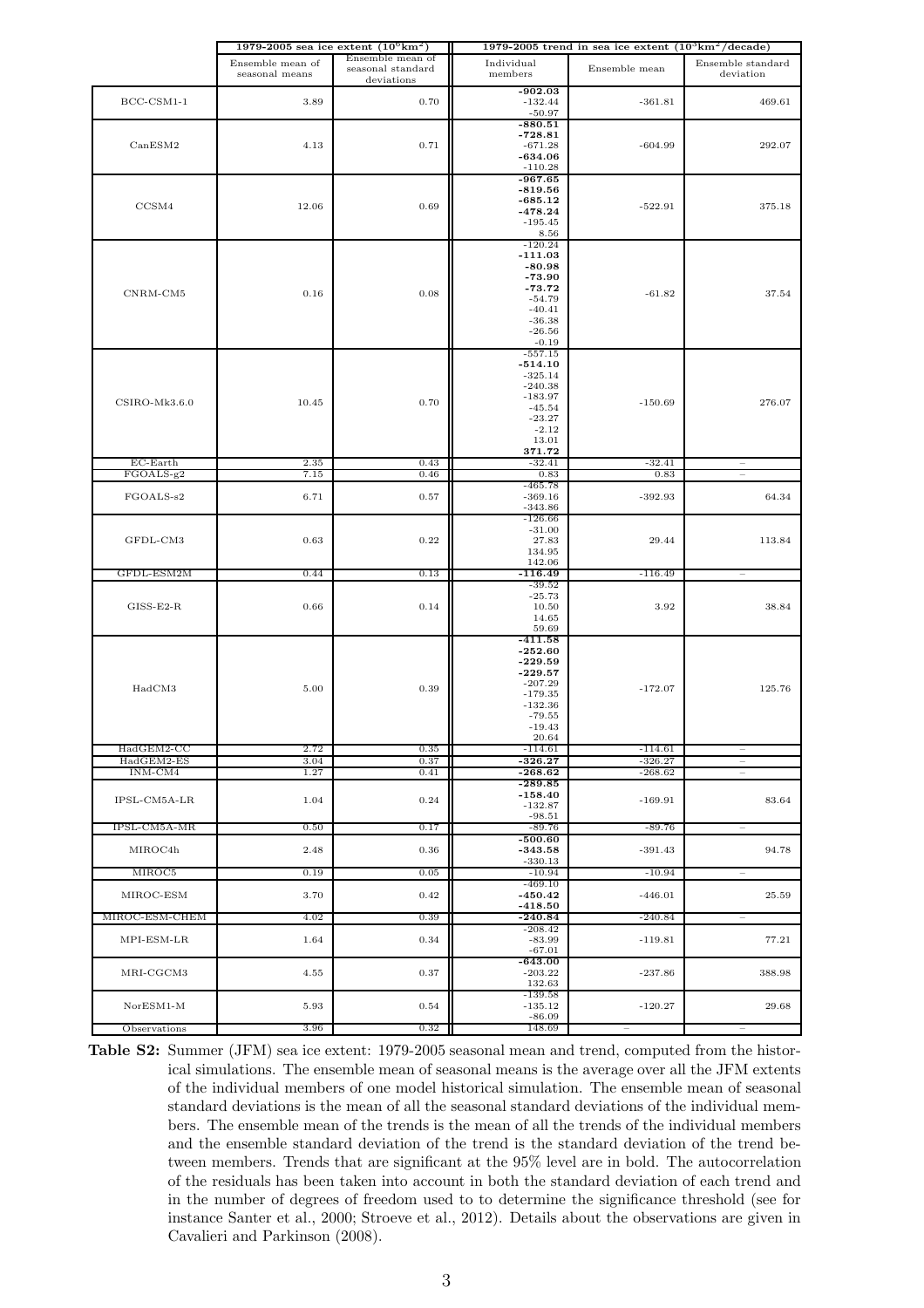| | 1979-2005 sea ice extent ($10^6$km$^2$) | | 1979-2005 trend in sea ice extent ($10^3$km$^2$/decade) | | |
|---|---|---|---|---|---|
| | Ensemble mean of seasonal means | Ensemble mean of seasonal standard deviations | Individual members | Ensemble mean | Ensemble standard deviation |
| BCC-CSM1-1 | 3.89 | 0.70 | **-902.03**<br>-132.44<br>-50.97 | -361.81 | 469.61 |
| CanESM2 | 4.13 | 0.71 | **-880.51**<br>**-728.81**<br>-671.28<br>**-634.06**<br>-110.28 | -604.99 | 292.07 |
| CCSM4 | 12.06 | 0.69 | **-967.65**<br>**-819.56**<br>**-685.12**<br>**-478.24**<br>-195.45<br>8.56 | -522.91 | 375.18 |
| CNRM-CM5 | 0.16 | 0.08 | -120.24<br>**-111.03**<br>**-80.98**<br>**-73.90**<br>**-73.72**<br>-54.79<br>-40.41<br>-36.38<br>-26.56<br>-0.19 | -61.82 | 37.54 |
| CSIRO-Mk3.6.0 | 10.45 | 0.70 | -557.15<br>**-514.10**<br>-325.14<br>-240.38<br>-183.97<br>-45.54<br>-23.27<br>-2.12<br>13.01<br>**371.72** | -150.69 | 276.07 |
| EC-Earth | 2.35 | 0.43 | -32.41 | -32.41 | – |
| FGOALS-g2 | 7.15 | 0.46 | 0.83 | 0.83 | – |
| FGOALS-s2 | 6.71 | 0.57 | -465.78<br>-369.16<br>-343.86 | -392.93 | 64.34 |
| GFDL-CM3 | 0.63 | 0.22 | -126.66<br>-31.00<br>27.83<br>134.95<br>142.06 | 29.44 | 113.84 |
| GFDL-ESM2M | 0.44 | 0.13 | **-116.49** | -116.49 | – |
| GISS-E2-R | 0.66 | 0.14 | -39.52<br>-25.73<br>10.50<br>14.65<br>59.69 | 3.92 | 38.84 |
| HadCM3 | 5.00 | 0.39 | **-411.58**<br>**-252.60**<br>**-229.59**<br>**-229.57**<br>-207.29<br>-179.35<br>-132.36<br>-79.55<br>-19.43<br>20.64 | -172.07 | 125.76 |
| HadGEM2-CC | 2.72 | 0.35 | -114.61 | -114.61 | – |
| HadGEM2-ES | 3.04 | 0.37 | **-326.27** | -326.27 | – |
| INM-CM4 | 1.27 | 0.41 | **-268.62** | -268.62 | – |
| IPSL-CM5A-LR | 1.04 | 0.24 | **-289.85**<br>**-158.40**<br>-132.87<br>-98.51 | -169.91 | 83.64 |
| IPSL-CM5A-MR | 0.50 | 0.17 | -89.76 | -89.76 | – |
| MIROC4h | 2.48 | 0.36 | **-500.60**<br>**-343.58**<br>-330.13 | -391.43 | 94.78 |
| MIROC5 | 0.19 | 0.05 | -10.94 | -10.94 | – |
| MIROC-ESM | 3.70 | 0.42 | -469.10<br>**-450.42**<br>**-418.50** | -446.01 | 25.59 |
| MIROC-ESM-CHEM | 4.02 | 0.39 | **-240.84** | -240.84 | – |
| MPI-ESM-LR | 1.64 | 0.34 | -208.42<br>-83.99<br>-67.01 | -119.81 | 77.21 |
| MRI-CGCM3 | 4.55 | 0.37 | **-643.00**<br>-203.22<br>132.63 | -237.86 | 388.98 |
| NorESM1-M | 5.93 | 0.54 | -139.58<br>-135.12<br>-86.09 | -120.27 | 29.68 |
| Observations | 3.96 | 0.32 | 148.69 | – | – |

**Table S2:** Summer (JFM) sea ice extent: 1979-2005 seasonal mean and trend, computed from the historical simulations. The ensemble mean of seasonal means is the average over all the JFM extents of the individual members of one model historical simulation. The ensemble mean of seasonal standard deviations is the mean of all the seasonal standard deviations of the individual members. The ensemble mean of the trends is the mean of all the trends of the individual members and the ensemble standard deviation of the trend is the standard deviation of the trend between members. Trends that are significant at the 95% level are in bold. The autocorrelation of the residuals has been taken into account in both the standard deviation of each trend and in the number of degrees of freedom used to to determine the significance threshold (see for instance Santer et al., 2000; Stroeve et al., 2012). Details about the observations are given in Cavalieri and Parkinson (2008).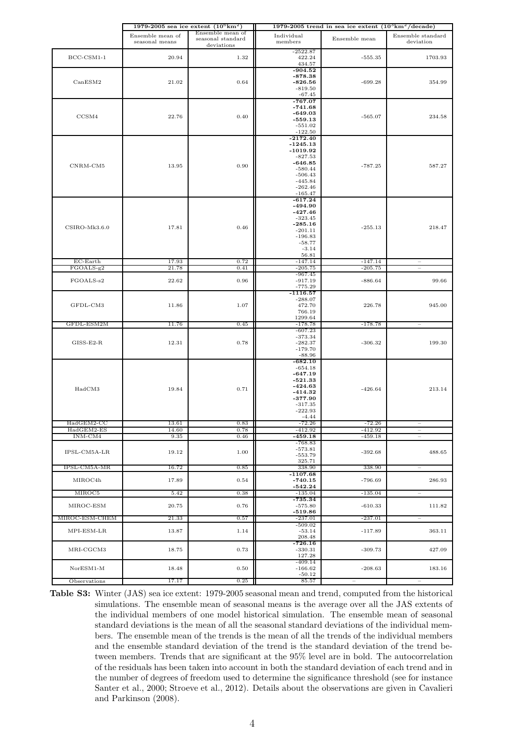| | 1979-2005 sea ice extent ($10^6$km$^2$) | | 1979-2005 trend in sea ice extent ($10^3$km$^2$/decade) | | |
|---|---|---|---|---|---|
| | Ensemble mean of seasonal means | Ensemble mean of seasonal standard deviations | Individual members | Ensemble mean | Ensemble standard deviation |
| BCC-CSM1-1 | 20.94 | 1.32 | -2522.87<br>422.24<br>434.57 | -555.35 | 1703.93 |
| CanESM2 | 21.02 | 0.64 | **-904.52**<br>**-878.38**<br>**-826.56**<br>-819.50<br>-67.45 | -699.28 | 354.99 |
| CCSM4 | 22.76 | 0.40 | **-767.07**<br>**-741.68**<br>**-649.03**<br>**-559.13**<br>-551.02<br>-122.50 | -565.07 | 234.58 |
| CNRM-CM5 | 13.95 | 0.90 | **-2172.40**<br>**-1245.13**<br>**-1019.92**<br>-827.53<br>**-646.85**<br>-580.44<br>-506.43<br>-445.84<br>-262.46<br>-165.47 | -787.25 | 587.27 |
| CSIRO-Mk3.6.0 | 17.81 | 0.46 | **-617.24**<br>**-494.90**<br>**-427.46**<br>-323.45<br>**-285.16**<br>-201.11<br>-196.83<br>-58.77<br>-3.14<br>56.81 | -255.13 | 218.47 |
| EC-Earth | 17.93 | 0.72 | -147.14 | -147.14 | – |
| FGOALS-g2 | 21.78 | 0.41 | -205.75 | -205.75 | – |
| FGOALS-s2 | 22.62 | 0.96 | -967.45<br>-917.19<br>-775.29 | -886.64 | 99.66 |
| GFDL-CM3 | 11.86 | 1.07 | **-1116.57**<br>-288.07<br>472.70<br>766.19<br>1299.64 | 226.78 | 945.00 |
| GFDL-ESM2M | 11.76 | 0.45 | -178.78 | -178.78 | – |
| GISS-E2-R | 12.31 | 0.78 | -607.23<br>-373.34<br>-282.37<br>-179.70<br>-88.96 | -306.32 | 199.30 |
| HadCM3 | 19.84 | 0.71 | **-682.10**<br>-654.18<br>**-647.19**<br>**-521.33**<br>**-424.63**<br>**-414.32**<br>**-377.90**<br>-317.35<br>-222.93<br>-4.44 | -426.64 | 213.14 |
| HadGEM2-CC | 13.61 | 0.83 | -72.26 | -72.26 | – |
| HadGEM2-ES | 14.60 | 0.78 | -412.92 | -412.92 | – |
| INM-CM4 | 9.35 | 0.46 | **-459.18** | -459.18 | – |
| IPSL-CM5A-LR | 19.12 | 1.00 | -768.83<br>-573.81<br>-553.79<br>325.71 | -392.68 | 488.65 |
| IPSL-CM5A-MR | 16.72 | 0.85 | 338.90 | 338.90 | – |
| MIROC4h | 17.89 | 0.54 | **-1107.68**<br>**-740.15**<br>**-542.24** | -796.69 | 286.93 |
| MIROC5 | 5.42 | 0.38 | -135.04 | -135.04 | – |
| MIROC-ESM | 20.75 | 0.76 | **-735.34**<br>-575.80<br>**-519.86** | -610.33 | 111.82 |
| MIROC-ESM-CHEM | 21.33 | 0.57 | -237.01 | -237.01 | – |
| MPI-ESM-LR | 13.87 | 1.14 | -509.02<br>-53.14<br>208.48 | -117.89 | 363.11 |
| MRI-CGCM3 | 18.75 | 0.73 | **-726.16**<br>-330.31<br>127.28 | -309.73 | 427.09 |
| NorESM1-M | 18.48 | 0.50 | -409.14<br>-166.62<br>-50.12 | -208.63 | 183.16 |
| Observations | 17.17 | 0.25 | 85.57 | – | – |

**Table S3:** Winter (JAS) sea ice extent: 1979-2005 seasonal mean and trend, computed from the historical simulations. The ensemble mean of seasonal means is the average over all the JAS extents of the individual members of one model historical simulation. The ensemble mean of seasonal standard deviations is the mean of all the seasonal standard deviations of the individual members. The ensemble mean of the trends is the mean of all the trends of the individual members and the ensemble standard deviation of the trend is the standard deviation of the trend between members. Trends that are significant at the 95% level are in bold. The autocorrelation of the residuals has been taken into account in both the standard deviation of each trend and in the number of degrees of freedom used to determine the significance threshold (see for instance Santer et al., 2000; Stroeve et al., 2012). Details about the observations are given in Cavalieri and Parkinson (2008).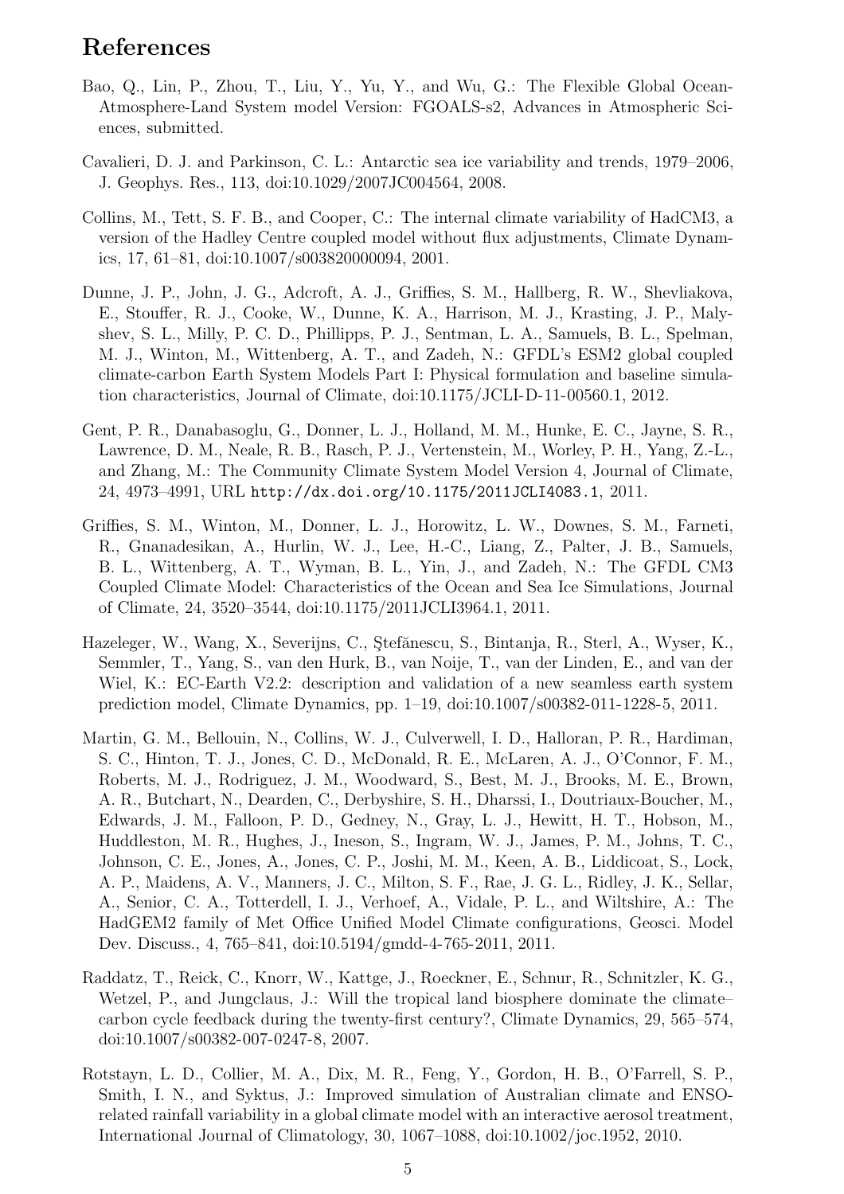## References

Bao, Q., Lin, P., Zhou, T., Liu, Y., Yu, Y., and Wu, G.: The Flexible Global Ocean-Atmosphere-Land System model Version: FGOALS-s2, Advances in Atmospheric Sciences, submitted.

Cavalieri, D. J. and Parkinson, C. L.: Antarctic sea ice variability and trends, 1979–2006, J. Geophys. Res., 113, doi:10.1029/2007JC004564, 2008.

Collins, M., Tett, S. F. B., and Cooper, C.: The internal climate variability of HadCM3, a version of the Hadley Centre coupled model without flux adjustments, Climate Dynamics, 17, 61–81, doi:10.1007/s003820000094, 2001.

Dunne, J. P., John, J. G., Adcroft, A. J., Griffies, S. M., Hallberg, R. W., Shevliakova, E., Stouffer, R. J., Cooke, W., Dunne, K. A., Harrison, M. J., Krasting, J. P., Malyshev, S. L., Milly, P. C. D., Phillipps, P. J., Sentman, L. A., Samuels, B. L., Spelman, M. J., Winton, M., Wittenberg, A. T., and Zadeh, N.: GFDL's ESM2 global coupled climate-carbon Earth System Models Part I: Physical formulation and baseline simulation characteristics, Journal of Climate, doi:10.1175/JCLI-D-11-00560.1, 2012.

Gent, P. R., Danabasoglu, G., Donner, L. J., Holland, M. M., Hunke, E. C., Jayne, S. R., Lawrence, D. M., Neale, R. B., Rasch, P. J., Vertenstein, M., Worley, P. H., Yang, Z.-L., and Zhang, M.: The Community Climate System Model Version 4, Journal of Climate, 24, 4973–4991, URL http://dx.doi.org/10.1175/2011JCLI4083.1, 2011.

Griffies, S. M., Winton, M., Donner, L. J., Horowitz, L. W., Downes, S. M., Farneti, R., Gnanadesikan, A., Hurlin, W. J., Lee, H.-C., Liang, Z., Palter, J. B., Samuels, B. L., Wittenberg, A. T., Wyman, B. L., Yin, J., and Zadeh, N.: The GFDL CM3 Coupled Climate Model: Characteristics of the Ocean and Sea Ice Simulations, Journal of Climate, 24, 3520–3544, doi:10.1175/2011JCLI3964.1, 2011.

Hazeleger, W., Wang, X., Severijns, C., Ştefănescu, S., Bintanja, R., Sterl, A., Wyser, K., Semmler, T., Yang, S., van den Hurk, B., van Noije, T., van der Linden, E., and van der Wiel, K.: EC-Earth V2.2: description and validation of a new seamless earth system prediction model, Climate Dynamics, pp. 1–19, doi:10.1007/s00382-011-1228-5, 2011.

Martin, G. M., Bellouin, N., Collins, W. J., Culverwell, I. D., Halloran, P. R., Hardiman, S. C., Hinton, T. J., Jones, C. D., McDonald, R. E., McLaren, A. J., O'Connor, F. M., Roberts, M. J., Rodriguez, J. M., Woodward, S., Best, M. J., Brooks, M. E., Brown, A. R., Butchart, N., Dearden, C., Derbyshire, S. H., Dharssi, I., Doutriaux-Boucher, M., Edwards, J. M., Falloon, P. D., Gedney, N., Gray, L. J., Hewitt, H. T., Hobson, M., Huddleston, M. R., Hughes, J., Ineson, S., Ingram, W. J., James, P. M., Johns, T. C., Johnson, C. E., Jones, A., Jones, C. P., Joshi, M. M., Keen, A. B., Liddicoat, S., Lock, A. P., Maidens, A. V., Manners, J. C., Milton, S. F., Rae, J. G. L., Ridley, J. K., Sellar, A., Senior, C. A., Totterdell, I. J., Verhoef, A., Vidale, P. L., and Wiltshire, A.: The HadGEM2 family of Met Office Unified Model Climate configurations, Geosci. Model Dev. Discuss., 4, 765–841, doi:10.5194/gmdd-4-765-2011, 2011.

Raddatz, T., Reick, C., Knorr, W., Kattge, J., Roeckner, E., Schnur, R., Schnitzler, K. G., Wetzel, P., and Jungclaus, J.: Will the tropical land biosphere dominate the climate–carbon cycle feedback during the twenty-first century?, Climate Dynamics, 29, 565–574, doi:10.1007/s00382-007-0247-8, 2007.

Rotstayn, L. D., Collier, M. A., Dix, M. R., Feng, Y., Gordon, H. B., O'Farrell, S. P., Smith, I. N., and Syktus, J.: Improved simulation of Australian climate and ENSO-related rainfall variability in a global climate model with an interactive aerosol treatment, International Journal of Climatology, 30, 1067–1088, doi:10.1002/joc.1952, 2010.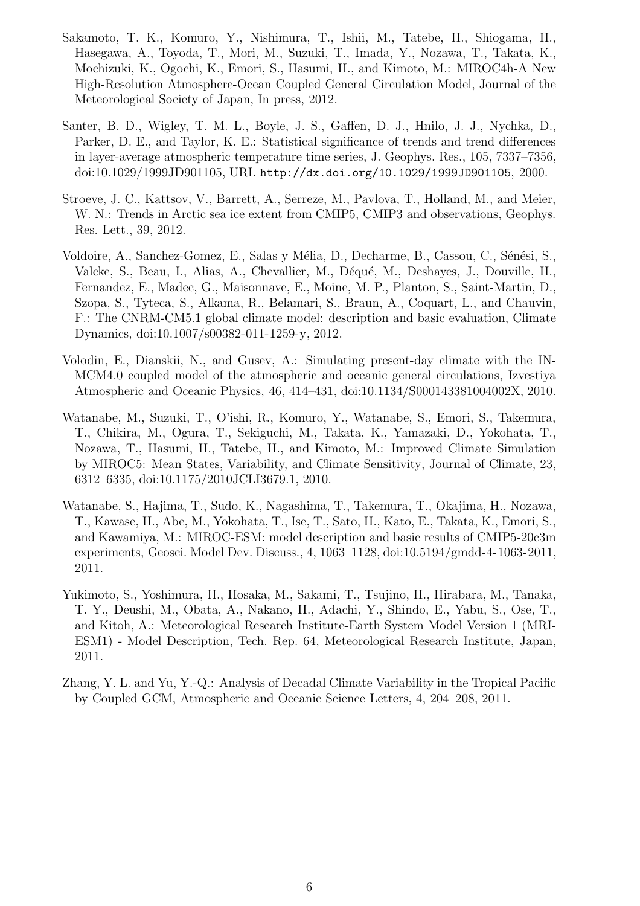Sakamoto, T. K., Komuro, Y., Nishimura, T., Ishii, M., Tatebe, H., Shiogama, H., Hasegawa, A., Toyoda, T., Mori, M., Suzuki, T., Imada, Y., Nozawa, T., Takata, K., Mochizuki, K., Ogochi, K., Emori, S., Hasumi, H., and Kimoto, M.: MIROC4h-A New High-Resolution Atmosphere-Ocean Coupled General Circulation Model, Journal of the Meteorological Society of Japan, In press, 2012.

Santer, B. D., Wigley, T. M. L., Boyle, J. S., Gaffen, D. J., Hnilo, J. J., Nychka, D., Parker, D. E., and Taylor, K. E.: Statistical significance of trends and trend differences in layer-average atmospheric temperature time series, J. Geophys. Res., 105, 7337–7356, doi:10.1029/1999JD901105, URL http://dx.doi.org/10.1029/1999JD901105, 2000.

Stroeve, J. C., Kattsov, V., Barrett, A., Serreze, M., Pavlova, T., Holland, M., and Meier, W. N.: Trends in Arctic sea ice extent from CMIP5, CMIP3 and observations, Geophys. Res. Lett., 39, 2012.

Voldoire, A., Sanchez-Gomez, E., Salas y Mélia, D., Decharme, B., Cassou, C., Sénési, S., Valcke, S., Beau, I., Alias, A., Chevallier, M., Déqué, M., Deshayes, J., Douville, H., Fernandez, E., Madec, G., Maisonnave, E., Moine, M. P., Planton, S., Saint-Martin, D., Szopa, S., Tyteca, S., Alkama, R., Belamari, S., Braun, A., Coquart, L., and Chauvin, F.: The CNRM-CM5.1 global climate model: description and basic evaluation, Climate Dynamics, doi:10.1007/s00382-011-1259-y, 2012.

Volodin, E., Dianskii, N., and Gusev, A.: Simulating present-day climate with the INMCM4.0 coupled model of the atmospheric and oceanic general circulations, Izvestiya Atmospheric and Oceanic Physics, 46, 414–431, doi:10.1134/S000143381004002X, 2010.

Watanabe, M., Suzuki, T., O'ishi, R., Komuro, Y., Watanabe, S., Emori, S., Takemura, T., Chikira, M., Ogura, T., Sekiguchi, M., Takata, K., Yamazaki, D., Yokohata, T., Nozawa, T., Hasumi, H., Tatebe, H., and Kimoto, M.: Improved Climate Simulation by MIROC5: Mean States, Variability, and Climate Sensitivity, Journal of Climate, 23, 6312–6335, doi:10.1175/2010JCLI3679.1, 2010.

Watanabe, S., Hajima, T., Sudo, K., Nagashima, T., Takemura, T., Okajima, H., Nozawa, T., Kawase, H., Abe, M., Yokohata, T., Ise, T., Sato, H., Kato, E., Takata, K., Emori, S., and Kawamiya, M.: MIROC-ESM: model description and basic results of CMIP5-20c3m experiments, Geosci. Model Dev. Discuss., 4, 1063–1128, doi:10.5194/gmdd-4-1063-2011, 2011.

Yukimoto, S., Yoshimura, H., Hosaka, M., Sakami, T., Tsujino, H., Hirabara, M., Tanaka, T. Y., Deushi, M., Obata, A., Nakano, H., Adachi, Y., Shindo, E., Yabu, S., Ose, T., and Kitoh, A.: Meteorological Research Institute-Earth System Model Version 1 (MRI-ESM1) - Model Description, Tech. Rep. 64, Meteorological Research Institute, Japan, 2011.

Zhang, Y. L. and Yu, Y.-Q.: Analysis of Decadal Climate Variability in the Tropical Pacific by Coupled GCM, Atmospheric and Oceanic Science Letters, 4, 204–208, 2011.